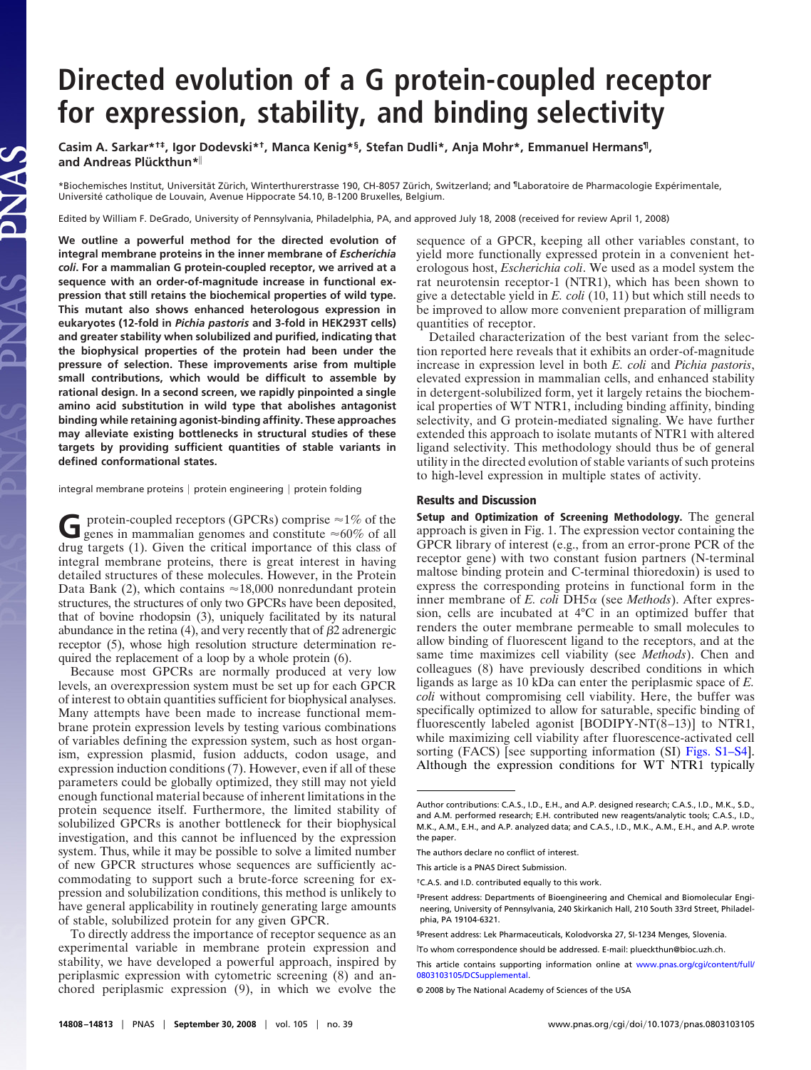# Directed evolution of a G protein-coupled receptor for expression, stability, and binding selectivity

**Casim A. Sarkar*†‡, Igor Dodevski*†, Manca Kenig*§, Stefan Dudli*, Anja Mohr*, Emmanuel Hermans¶, and Andreas Plückthun*‖**

*Biochemisches Institut, Universität Zürich, Winterthurerstrasse 190, CH-8057 Zürich, Switzerland; and ¶Laboratoire de Pharmacologie Expérimentale, Université catholique de Louvain, Avenue Hippocrate 54.10, B-1200 Bruxelles, Belgium.

Edited by William F. DeGrado, University of Pennsylvania, Philadelphia, PA, and approved July 18, 2008 (received for review April 1, 2008)

**We outline a powerful method for the directed evolution of integral membrane proteins in the inner membrane of *Escherichia coli*. For a mammalian G protein-coupled receptor, we arrived at a sequence with an order-of-magnitude increase in functional expression that still retains the biochemical properties of wild type. This mutant also shows enhanced heterologous expression in eukaryotes (12-fold in *Pichia pastoris* and 3-fold in HEK293T cells) and greater stability when solubilized and purified, indicating that the biophysical properties of the protein had been under the pressure of selection. These improvements arise from multiple small contributions, which would be difficult to assemble by rational design. In a second screen, we rapidly pinpointed a single amino acid substitution in wild type that abolishes antagonist binding while retaining agonist-binding affinity. These approaches may alleviate existing bottlenecks in structural studies of these targets by providing sufficient quantities of stable variants in defined conformational states.**

integral membrane proteins | protein engineering | protein folding

G protein-coupled receptors (GPCRs) comprise ≈1% of the genes in mammalian genomes and constitute ≈60% of all drug targets (1). Given the critical importance of this class of integral membrane proteins, there is great interest in having detailed structures of these molecules. However, in the Protein Data Bank (2), which contains ≈18,000 nonredundant protein structures, the structures of only two GPCRs have been deposited, that of bovine rhodopsin (3), uniquely facilitated by its natural abundance in the retina (4), and very recently that of $\beta$2 adrenergic receptor (5), whose high resolution structure determination required the replacement of a loop by a whole protein (6).

Because most GPCRs are normally produced at very low levels, an overexpression system must be set up for each GPCR of interest to obtain quantities sufficient for biophysical analyses. Many attempts have been made to increase functional membrane protein expression levels by testing various combinations of variables defining the expression system, such as host organism, expression plasmid, fusion adducts, codon usage, and expression induction conditions (7). However, even if all of these parameters could be globally optimized, they still may not yield enough functional material because of inherent limitations in the protein sequence itself. Furthermore, the limited stability of solubilized GPCRs is another bottleneck for their biophysical investigation, and this cannot be influenced by the expression system. Thus, while it may be possible to solve a limited number of new GPCR structures whose sequences are sufficiently accommodating to support such a brute-force screening for expression and solubilization conditions, this method is unlikely to have general applicability in routinely generating large amounts of stable, solubilized protein for any given GPCR.

To directly address the importance of receptor sequence as an experimental variable in membrane protein expression and stability, we have developed a powerful approach, inspired by periplasmic expression with cytometric screening (8) and anchored periplasmic expression (9), in which we evolve the sequence of a GPCR, keeping all other variables constant, to yield more functionally expressed protein in a convenient heterologous host, *Escherichia coli*. We used as a model system the rat neurotensin receptor-1 (NTR1), which has been shown to give a detectable yield in *E. coli* (10, 11) but which still needs to be improved to allow more convenient preparation of milligram quantities of receptor.

Detailed characterization of the best variant from the selection reported here reveals that it exhibits an order-of-magnitude increase in expression level in both *E. coli* and *Pichia pastoris*, elevated expression in mammalian cells, and enhanced stability in detergent-solubilized form, yet it largely retains the biochemical properties of WT NTR1, including binding affinity, binding selectivity, and G protein-mediated signaling. We have further extended this approach to isolate mutants of NTR1 with altered ligand selectivity. This methodology should thus be of general utility in the directed evolution of stable variants of such proteins to high-level expression in multiple states of activity.

## Results and Discussion

**Setup and Optimization of Screening Methodology.** The general approach is given in Fig. 1. The expression vector containing the GPCR library of interest (e.g., from an error-prone PCR of the receptor gene) with two constant fusion partners (N-terminal maltose binding protein and C-terminal thioredoxin) is used to express the corresponding proteins in functional form in the inner membrane of *E. coli* DH5$\alpha$ (see *Methods*). After expression, cells are incubated at 4°C in an optimized buffer that renders the outer membrane permeable to small molecules to allow binding of fluorescent ligand to the receptors, and at the same time maximizes cell viability (see *Methods*). Chen and colleagues (8) have previously described conditions in which ligands as large as 10 kDa can enter the periplasmic space of *E. coli* without compromising cell viability. Here, the buffer was specifically optimized to allow for saturable, specific binding of fluorescently labeled agonist [BODIPY-NT(8–13)] to NTR1, while maximizing cell viability after fluorescence-activated cell sorting (FACS) [see supporting information (SI) Figs. S1–S4]. Although the expression conditions for WT NTR1 typically

---

Author contributions: C.A.S., I.D., E.H., and A.P. designed research; C.A.S., I.D., M.K., S.D., and A.M. performed research; E.H. contributed new reagents/analytic tools; C.A.S., I.D., M.K., A.M., E.H., and A.P. analyzed data; and C.A.S., I.D., M.K., A.M., E.H., and A.P. wrote the paper.

The authors declare no conflict of interest.

This article is a PNAS Direct Submission.

†C.A.S. and I.D. contributed equally to this work.

‡Present address: Departments of Bioengineering and Chemical and Biomolecular Engineering, University of Pennsylvania, 240 Skirkanich Hall, 210 South 33rd Street, Philadelphia, PA 19104-6321.

§Present address: Lek Pharmaceuticals, Kolodvorska 27, SI-1234 Menges, Slovenia.

‖To whom correspondence should be addressed. E-mail: plueckthun@bioc.uzh.ch.

This article contains supporting information online at www.pnas.org/cgi/content/full/0803103105/DCSupplemental.

© 2008 by The National Academy of Sciences of the USA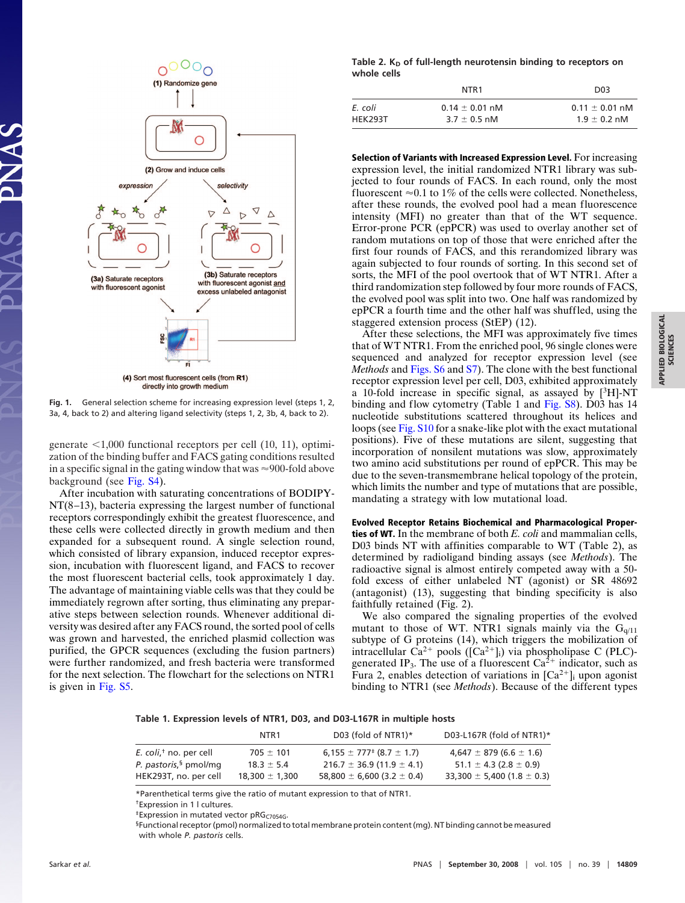Fig. 1. General selection scheme for increasing expression level (steps 1, 2, 3a, 4, back to 2) and altering ligand selectivity (steps 1, 2, 3b, 4, back to 2).

generate <1,000 functional receptors per cell (10, 11), optimization of the binding buffer and FACS gating conditions resulted in a specific signal in the gating window that was ≈900-fold above background (see Fig. S4).

After incubation with saturating concentrations of BODIPY-NT(8–13), bacteria expressing the largest number of functional receptors correspondingly exhibit the greatest fluorescence, and these cells were collected directly in growth medium and then expanded for a subsequent round. A single selection round, which consisted of library expansion, induced receptor expression, incubation with fluorescent ligand, and FACS to recover the most fluorescent bacterial cells, took approximately 1 day. The advantage of maintaining viable cells was that they could be immediately regrown after sorting, thus eliminating any preparative steps between selection rounds. Whenever additional diversity was desired after any FACS round, the sorted pool of cells was grown and harvested, the enriched plasmid collection was purified, the GPCR sequences (excluding the fusion partners) were further randomized, and fresh bacteria were transformed for the next selection. The flowchart for the selections on NTR1 is given in Fig. S5.

**Table 2. $K_D$ of full-length neurotensin binding to receptors on whole cells**

| | NTR1 | D03 |
|---|---|---|
| *E. coli* | 0.14 ± 0.01 nM | 0.11 ± 0.01 nM |
| HEK293T | 3.7 ± 0.5 nM | 1.9 ± 0.2 nM |

**Selection of Variants with Increased Expression Level.** For increasing expression level, the initial randomized NTR1 library was subjected to four rounds of FACS. In each round, only the most fluorescent ≈0.1 to 1% of the cells were collected. Nonetheless, after these rounds, the evolved pool had a mean fluorescence intensity (MFI) no greater than that of the WT sequence. Error-prone PCR (epPCR) was used to overlay another set of random mutations on top of those that were enriched after the first four rounds of FACS, and this rerandomized library was again subjected to four rounds of sorting. In this second set of sorts, the MFI of the pool overtook that of WT NTR1. After a third randomization step followed by four more rounds of FACS, the evolved pool was split into two. One half was randomized by epPCR a fourth time and the other half was shuffled, using the staggered extension process (StEP) (12).

After these selections, the MFI was approximately five times that of WT NTR1. From the enriched pool, 96 single clones were sequenced and analyzed for receptor expression level (see *Methods* and Figs. S6 and S7). The clone with the best functional receptor expression level per cell, D03, exhibited approximately a 10-fold increase in specific signal, as assayed by [$^3$H]-NT binding and flow cytometry (Table 1 and Fig. S8). D03 has 14 nucleotide substitutions scattered throughout its helices and loops (see Fig. S10 for a snake-like plot with the exact mutational positions). Five of these mutations are silent, suggesting that incorporation of nonsilent mutations was slow, approximately two amino acid substitutions per round of epPCR. This may be due to the seven-transmembrane helical topology of the protein, which limits the number and type of mutations that are possible, mandating a strategy with low mutational load.

**Evolved Receptor Retains Biochemical and Pharmacological Properties of WT.** In the membrane of both *E. coli* and mammalian cells, D03 binds NT with affinities comparable to WT (Table 2), as determined by radioligand binding assays (see *Methods*). The radioactive signal is almost entirely competed away with a 50-fold excess of either unlabeled NT (agonist) or SR 48692 (antagonist) (13), suggesting that binding specificity is also faithfully retained (Fig. 2).

We also compared the signaling properties of the evolved mutant to those of WT. NTR1 signals mainly via the $G_{q/11}$ subtype of G proteins (14), which triggers the mobilization of intracellular $Ca^{2+}$ pools ($[Ca^{2+}]_i$) via phospholipase C (PLC)-generated $IP_3$. The use of a fluorescent $Ca^{2+}$ indicator, such as Fura 2, enables detection of variations in $[Ca^{2+}]_i$ upon agonist binding to NTR1 (see *Methods*). Because of the different types

**Table 1. Expression levels of NTR1, D03, and D03-L167R in multiple hosts**

| | NTR1 | D03 (fold of NTR1)* | D03-L167R (fold of NTR1)* |
|---|---|---|---|
| *E. coli*,† no. per cell | 705 ± 101 | 6,155 ± 777‡ (8.7 ± 1.7) | 4,647 ± 879 (6.6 ± 1.6) |
| *P. pastoris*,§ pmol/mg | 18.3 ± 5.4 | 216.7 ± 36.9 (11.9 ± 4.1) | 51.1 ± 4.3 (2.8 ± 0.9) |
| HEK293T, no. per cell | 18,300 ± 1,300 | 58,800 ± 6,600 (3.2 ± 0.4) | 33,300 ± 5,400 (1.8 ± 0.3) |

*Parenthetical terms give the ratio of mutant expression to that of NTR1.
†Expression in 1 l cultures.
‡Expression in mutated vector $pRG_{C7054G}$.
§Functional receptor (pmol) normalized to total membrane protein content (mg). NT binding cannot be measured with whole *P. pastoris* cells.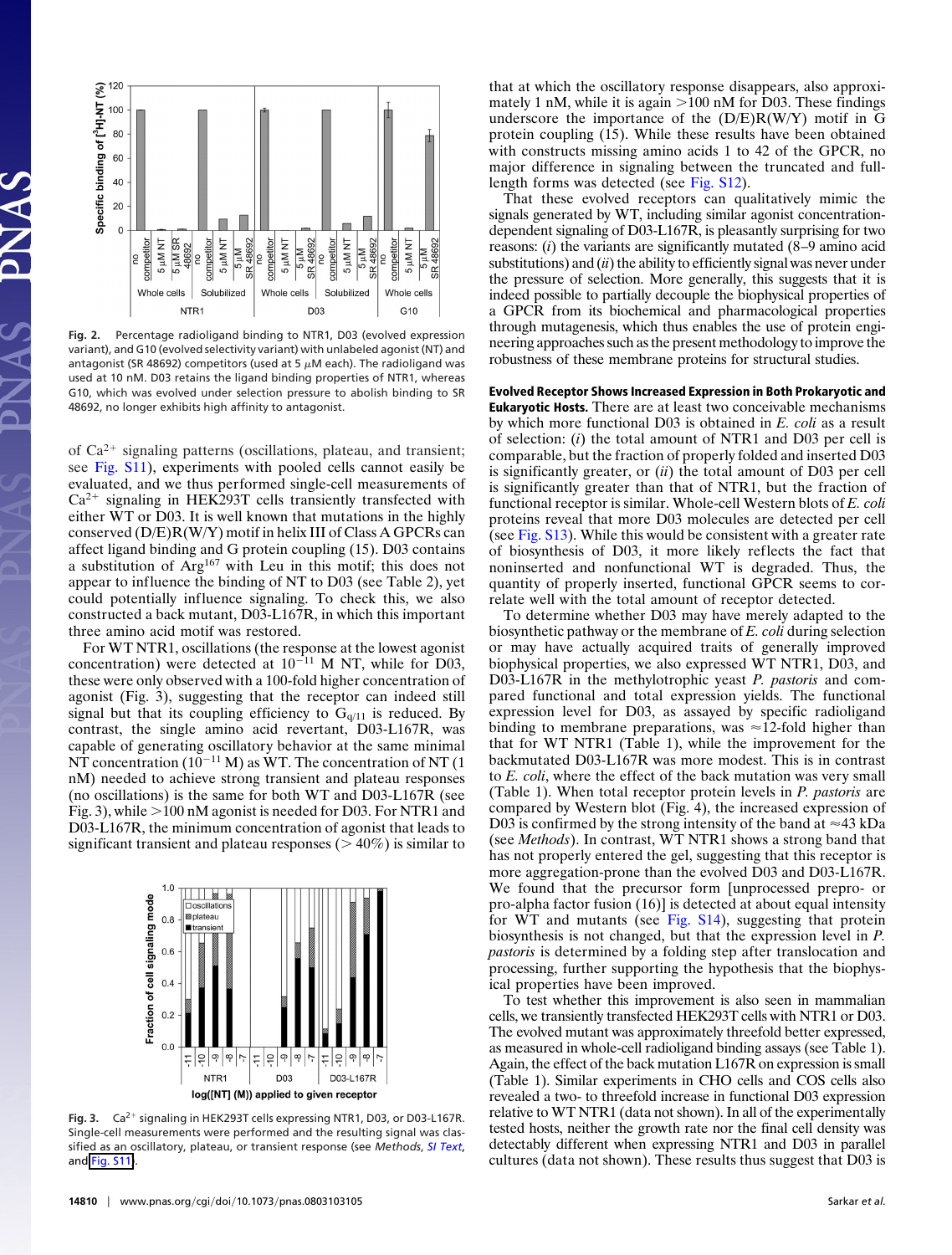Fig. 2. Percentage radioligand binding to NTR1, D03 (evolved expression variant), and G10 (evolved selectivity variant) with unlabeled agonist (NT) and antagonist (SR 48692) competitors (used at 5 $\mu$M each). The radioligand was used at 10 nM. D03 retains the ligand binding properties of NTR1, whereas G10, which was evolved under selection pressure to abolish binding to SR 48692, no longer exhibits high affinity to antagonist.

of $Ca^{2+}$ signaling patterns (oscillations, plateau, and transient; see Fig. S11), experiments with pooled cells cannot easily be evaluated, and we thus performed single-cell measurements of $Ca^{2+}$ signaling in HEK293T cells transiently transfected with either WT or D03. It is well known that mutations in the highly conserved (D/E)R(W/Y) motif in helix III of Class A GPCRs can affect ligand binding and G protein coupling (15). D03 contains a substitution of $Arg^{167}$ with Leu in this motif; this does not appear to influence the binding of NT to D03 (see Table 2), yet could potentially influence signaling. To check this, we also constructed a back mutant, D03-L167R, in which this important three amino acid motif was restored.

For WT NTR1, oscillations (the response at the lowest agonist concentration) were detected at $10^{-11}$ M NT, while for D03, these were only observed with a 100-fold higher concentration of agonist (Fig. 3), suggesting that the receptor can indeed still signal but that its coupling efficiency to $G_{q/11}$ is reduced. By contrast, the single amino acid revertant, D03-L167R, was capable of generating oscillatory behavior at the same minimal NT concentration ($10^{-11}$ M) as WT. The concentration of NT (1 nM) needed to achieve strong transient and plateau responses (no oscillations) is the same for both WT and D03-L167R (see Fig. 3), while >100 nM agonist is needed for D03. For NTR1 and D03-L167R, the minimum concentration of agonist that leads to significant transient and plateau responses (> 40%) is similar to that at which the oscillatory response disappears, also approximately 1 nM, while it is again >100 nM for D03. These findings underscore the importance of the (D/E)R(W/Y) motif in G protein coupling (15). While these results have been obtained with constructs missing amino acids 1 to 42 of the GPCR, no major difference in signaling between the truncated and full-length forms was detected (see Fig. S12).

Fig. 3. $Ca^{2+}$ signaling in HEK293T cells expressing NTR1, D03, or D03-L167R. Single-cell measurements were performed and the resulting signal was classified as an oscillatory, plateau, or transient response (see *Methods*, *SI Text*, and Fig. S11).

That these evolved receptors can qualitatively mimic the signals generated by WT, including similar agonist concentration-dependent signaling of D03-L167R, is pleasantly surprising for two reasons: (*i*) the variants are significantly mutated (8–9 amino acid substitutions) and (*ii*) the ability to efficiently signal was never under the pressure of selection. More generally, this suggests that it is indeed possible to partially decouple the biophysical properties of a GPCR from its biochemical and pharmacological properties through mutagenesis, which thus enables the use of protein engineering approaches such as the present methodology to improve the robustness of these membrane proteins for structural studies.

**Evolved Receptor Shows Increased Expression in Both Prokaryotic and Eukaryotic Hosts.** There are at least two conceivable mechanisms by which more functional D03 is obtained in *E. coli* as a result of selection: (*i*) the total amount of NTR1 and D03 per cell is comparable, but the fraction of properly folded and inserted D03 is significantly greater, or (*ii*) the total amount of D03 per cell is significantly greater than that of NTR1, but the fraction of functional receptor is similar. Whole-cell Western blots of *E. coli* proteins reveal that more D03 molecules are detected per cell (see Fig. S13). While this would be consistent with a greater rate of biosynthesis of D03, it more likely reflects the fact that noninserted and nonfunctional WT is degraded. Thus, the quantity of properly inserted, functional GPCR seems to correlate well with the total amount of receptor detected.

To determine whether D03 may have merely adapted to the biosynthetic pathway or the membrane of *E. coli* during selection or may have actually acquired traits of generally improved biophysical properties, we also expressed WT NTR1, D03, and D03-L167R in the methylotrophic yeast *P. pastoris* and compared functional and total expression yields. The functional expression level for D03, as assayed by specific radioligand binding to membrane preparations, was ≈12-fold higher than that for WT NTR1 (Table 1), while the improvement for the backmutated D03-L167R was more modest. This is in contrast to *E. coli*, where the effect of the back mutation was very small (Table 1). When total receptor protein levels in *P. pastoris* are compared by Western blot (Fig. 4), the increased expression of D03 is confirmed by the strong intensity of the band at ≈43 kDa (see *Methods*). In contrast, WT NTR1 shows a strong band that has not properly entered the gel, suggesting that this receptor is more aggregation-prone than the evolved D03 and D03-L167R. We found that the precursor form [unprocessed prepro- or pro-alpha factor fusion (16)] is detected at about equal intensity for WT and mutants (see Fig. S14), suggesting that protein biosynthesis is not changed, but that the expression level in *P. pastoris* is determined by a folding step after translocation and processing, further supporting the hypothesis that the biophysical properties have been improved.

To test whether this improvement is also seen in mammalian cells, we transiently transfected HEK293T cells with NTR1 or D03. The evolved mutant was approximately threefold better expressed, as measured in whole-cell radioligand binding assays (see Table 1). Again, the effect of the back mutation L167R on expression is small (Table 1). Similar experiments in CHO cells and COS cells also revealed a two- to threefold increase in functional D03 expression relative to WT NTR1 (data not shown). In all of the experimentally tested hosts, neither the growth rate nor the final cell density was detectably different when expressing NTR1 and D03 in parallel cultures (data not shown). These results thus suggest that D03 is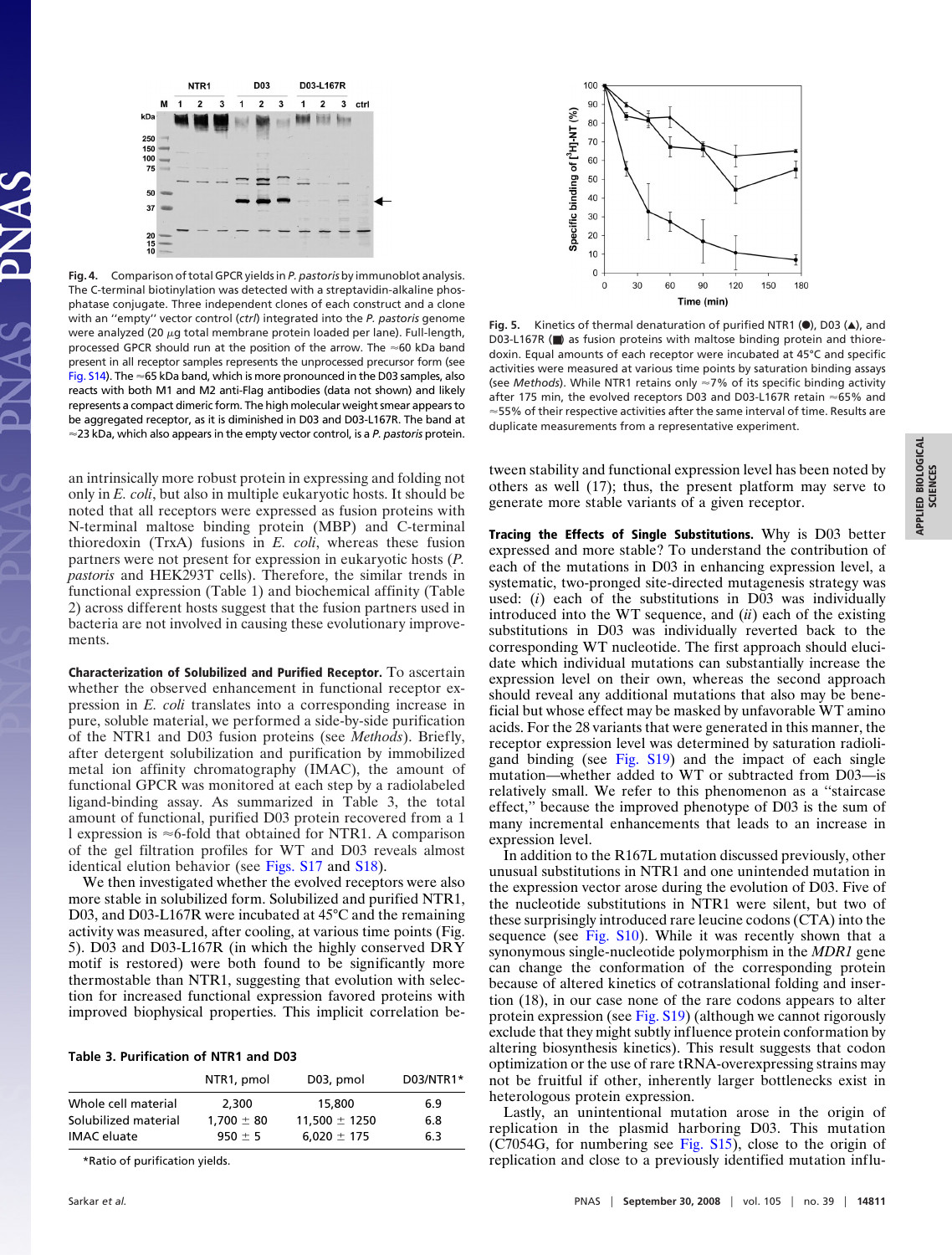**Fig. 4.** Comparison of total GPCR yields in *P. pastoris* by immunoblot analysis. The C-terminal biotinylation was detected with a streptavidin-alkaline phosphatase conjugate. Three independent clones of each construct and a clone with an ''empty'' vector control (*ctrl*) integrated into the *P. pastoris* genome were analyzed (20 μg total membrane protein loaded per lane). Full-length, processed GPCR should run at the position of the arrow. The ≈60 kDa band present in all receptor samples represents the unprocessed precursor form (see Fig. S14). The ≈65 kDa band, which is more pronounced in the D03 samples, also reacts with both M1 and M2 anti-Flag antibodies (data not shown) and likely represents a compact dimeric form. The high molecular weight smear appears to be aggregated receptor, as it is diminished in D03 and D03-L167R. The band at ≈23 kDa, which also appears in the empty vector control, is a *P. pastoris* protein.

**Fig. 5.** Kinetics of thermal denaturation of purified NTR1 (●), D03 (▲), and D03-L167R (■) as fusion proteins with maltose binding protein and thioredoxin. Equal amounts of each receptor were incubated at 45°C and specific activities were measured at various time points by saturation binding assays (see *Methods*). While NTR1 retains only ≈7% of its specific binding activity after 175 min, the evolved receptors D03 and D03-L167R retain ≈65% and ≈55% of their respective activities after the same interval of time. Results are duplicate measurements from a representative experiment.

an intrinsically more robust protein in expressing and folding not only in *E. coli*, but also in multiple eukaryotic hosts. It should be noted that all receptors were expressed as fusion proteins with N-terminal maltose binding protein (MBP) and C-terminal thioredoxin (TrxA) fusions in *E. coli*, whereas these fusion partners were not present for expression in eukaryotic hosts (*P. pastoris* and HEK293T cells). Therefore, the similar trends in functional expression (Table 1) and biochemical affinity (Table 2) across different hosts suggest that the fusion partners used in bacteria are not involved in causing these evolutionary improvements.

**Characterization of Solubilized and Purified Receptor.** To ascertain whether the observed enhancement in functional receptor expression in *E. coli* translates into a corresponding increase in pure, soluble material, we performed a side-by-side purification of the NTR1 and D03 fusion proteins (see *Methods*). Briefly, after detergent solubilization and purification by immobilized metal ion affinity chromatography (IMAC), the amount of functional GPCR was monitored at each step by a radiolabeled ligand-binding assay. As summarized in Table 3, the total amount of functional, purified D03 protein recovered from a 1 l expression is ≈6-fold that obtained for NTR1. A comparison of the gel filtration profiles for WT and D03 reveals almost identical elution behavior (see Figs. S17 and S18).

We then investigated whether the evolved receptors were also more stable in solubilized form. Solubilized and purified NTR1, D03, and D03-L167R were incubated at 45°C and the remaining activity was measured, after cooling, at various time points (Fig. 5). D03 and D03-L167R (in which the highly conserved DRY motif is restored) were both found to be significantly more thermostable than NTR1, suggesting that evolution with selection for increased functional expression favored proteins with improved biophysical properties. This implicit correlation between stability and functional expression level has been noted by others as well (17); thus, the present platform may serve to generate more stable variants of a given receptor.

**Table 3. Purification of NTR1 and D03**

| | NTR1, pmol | D03, pmol | D03/NTR1* |
|---|---|---|---|
| Whole cell material | 2,300 | 15,800 | 6.9 |
| Solubilized material | 1,700 ± 80 | 11,500 ± 1250 | 6.8 |
| IMAC eluate | 950 ± 5 | 6,020 ± 175 | 6.3 |

*Ratio of purification yields.

**Tracing the Effects of Single Substitutions.** Why is D03 better expressed and more stable? To understand the contribution of each of the mutations in D03 in enhancing expression level, a systematic, two-pronged site-directed mutagenesis strategy was used: (*i*) each of the substitutions in D03 was individually introduced into the WT sequence, and (*ii*) each of the existing substitutions in D03 was individually reverted back to the corresponding WT nucleotide. The first approach should elucidate which individual mutations can substantially increase the expression level on their own, whereas the second approach should reveal any additional mutations that also may be beneficial but whose effect may be masked by unfavorable WT amino acids. For the 28 variants that were generated in this manner, the receptor expression level was determined by saturation radioligand binding (see Fig. S19) and the impact of each single mutation—whether added to WT or subtracted from D03—is relatively small. We refer to this phenomenon as a ''staircase effect,'' because the improved phenotype of D03 is the sum of many incremental enhancements that leads to an increase in expression level.

In addition to the R167L mutation discussed previously, other unusual substitutions in NTR1 and one unintended mutation in the expression vector arose during the evolution of D03. Five of the nucleotide substitutions in NTR1 were silent, but two of these surprisingly introduced rare leucine codons (CTA) into the sequence (see Fig. S10). While it was recently shown that a synonymous single-nucleotide polymorphism in the *MDR1* gene can change the conformation of the corresponding protein because of altered kinetics of cotranslational folding and insertion (18), in our case none of the rare codons appears to alter protein expression (see Fig. S19) (although we cannot rigorously exclude that they might subtly influence protein conformation by altering biosynthesis kinetics). This result suggests that codon optimization or the use of rare tRNA-overexpressing strains may not be fruitful if other, inherently larger bottlenecks exist in heterologous protein expression.

Lastly, an unintentional mutation arose in the origin of replication in the plasmid harboring D03. This mutation (C7054G, for numbering see Fig. S15), close to the origin of replication and close to a previously identified mutation influ-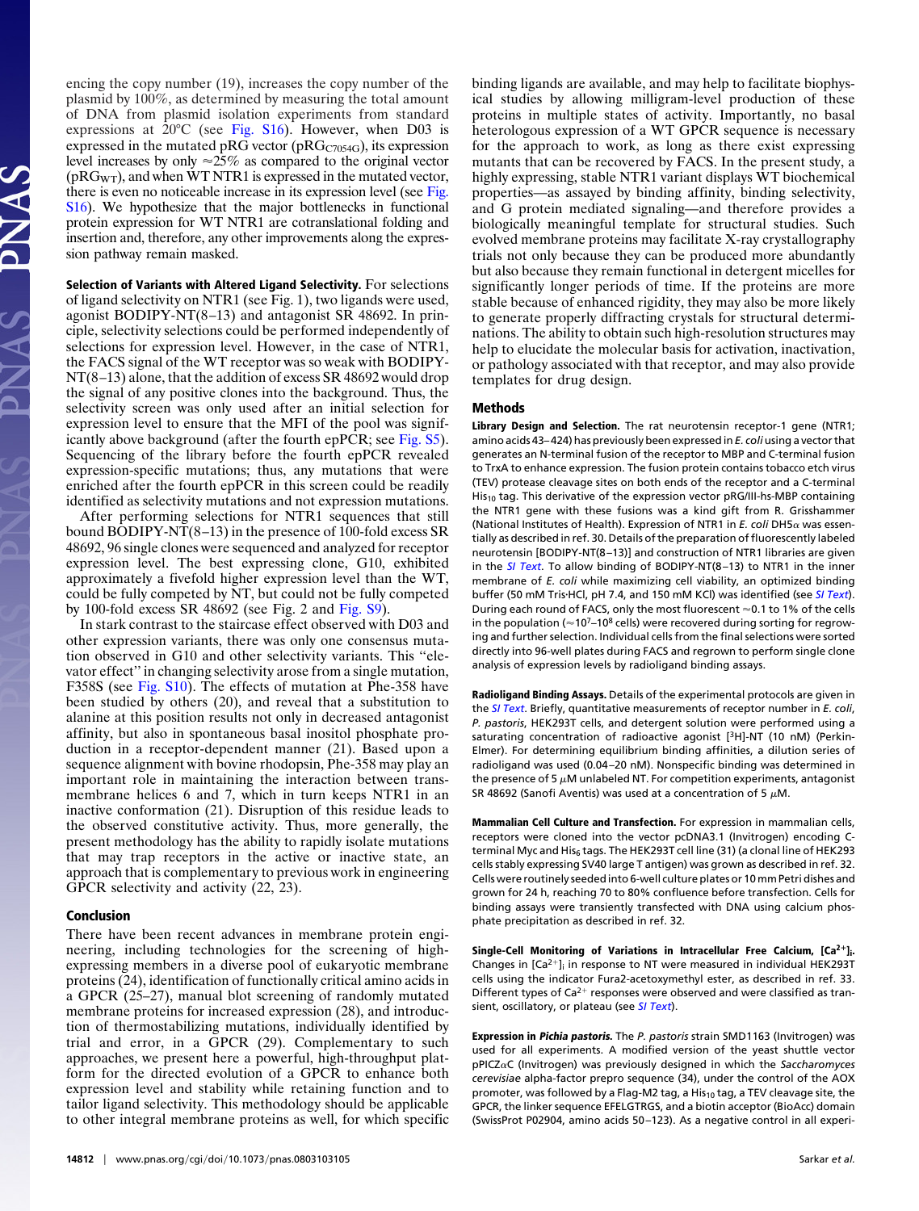encing the copy number (19), increases the copy number of the plasmid by 100%, as determined by measuring the total amount of DNA from plasmid isolation experiments from standard expressions at 20°C (see Fig. S16). However, when D03 is expressed in the mutated pRG vector ($pRG_{C7054G}$), its expression level increases by only ≈25% as compared to the original vector ($pRG_{WT}$), and when WT NTR1 is expressed in the mutated vector, there is even no noticeable increase in its expression level (see Fig. S16). We hypothesize that the major bottlenecks in functional protein expression for WT NTR1 are cotranslational folding and insertion and, therefore, any other improvements along the expression pathway remain masked.

**Selection of Variants with Altered Ligand Selectivity.** For selections of ligand selectivity on NTR1 (see Fig. 1), two ligands were used, agonist BODIPY-NT(8–13) and antagonist SR 48692. In principle, selectivity selections could be performed independently of selections for expression level. However, in the case of NTR1, the FACS signal of the WT receptor was so weak with BODIPY-NT(8–13) alone, that the addition of excess SR 48692 would drop the signal of any positive clones into the background. Thus, the selectivity screen was only used after an initial selection for expression level to ensure that the MFI of the pool was significantly above background (after the fourth epPCR; see Fig. S5). Sequencing of the library before the fourth epPCR revealed expression-specific mutations; thus, any mutations that were enriched after the fourth epPCR in this screen could be readily identified as selectivity mutations and not expression mutations.

After performing selections for NTR1 sequences that still bound BODIPY-NT(8–13) in the presence of 100-fold excess SR 48692, 96 single clones were sequenced and analyzed for receptor expression level. The best expressing clone, G10, exhibited approximately a fivefold higher expression level than the WT, could be fully competed by NT, but could not be fully competed by 100-fold excess SR 48692 (see Fig. 2 and Fig. S9).

In stark contrast to the staircase effect observed with D03 and other expression variants, there was only one consensus mutation observed in G10 and other selectivity variants. This "elevator effect" in changing selectivity arose from a single mutation, F358S (see Fig. S10). The effects of mutation at Phe-358 have been studied by others (20), and reveal that a substitution to alanine at this position results not only in decreased antagonist affinity, but also in spontaneous basal inositol phosphate production in a receptor-dependent manner (21). Based upon a sequence alignment with bovine rhodopsin, Phe-358 may play an important role in maintaining the interaction between transmembrane helices 6 and 7, which in turn keeps NTR1 in an inactive conformation (21). Disruption of this residue leads to the observed constitutive activity. Thus, more generally, the present methodology has the ability to rapidly isolate mutations that may trap receptors in the active or inactive state, an approach that is complementary to previous work in engineering GPCR selectivity and activity (22, 23).

## Conclusion

There have been recent advances in membrane protein engineering, including technologies for the screening of high-expressing members in a diverse pool of eukaryotic membrane proteins (24), identification of functionally critical amino acids in a GPCR (25–27), manual blot screening of randomly mutated membrane proteins for increased expression (28), and introduction of thermostabilizing mutations, individually identified by trial and error, in a GPCR (29). Complementary to such approaches, we present here a powerful, high-throughput platform for the directed evolution of a GPCR to enhance both expression level and stability while retaining function and to tailor ligand selectivity. This methodology should be applicable to other integral membrane proteins as well, for which specific binding ligands are available, and may help to facilitate biophysical studies by allowing milligram-level production of these proteins in multiple states of activity. Importantly, no basal heterologous expression of a WT GPCR sequence is necessary for the approach to work, as long as there exist expressing mutants that can be recovered by FACS. In the present study, a highly expressing, stable NTR1 variant displays WT biochemical properties—as assayed by binding affinity, binding selectivity, and G protein mediated signaling—and therefore provides a biologically meaningful template for structural studies. Such evolved membrane proteins may facilitate X-ray crystallography trials not only because they can be produced more abundantly but also because they remain functional in detergent micelles for significantly longer periods of time. If the proteins are more stable because of enhanced rigidity, they may also be more likely to generate properly diffracting crystals for structural determinations. The ability to obtain such high-resolution structures may help to elucidate the molecular basis for activation, inactivation, or pathology associated with that receptor, and may also provide templates for drug design.

## Methods

**Library Design and Selection.** The rat neurotensin receptor-1 gene (NTR1; amino acids 43–424) has previously been expressed in *E. coli* using a vector that generates an N-terminal fusion of the receptor to MBP and C-terminal fusion to TrxA to enhance expression. The fusion protein contains tobacco etch virus (TEV) protease cleavage sites on both ends of the receptor and a C-terminal $His_{10}$ tag. This derivative of the expression vector pRG/III-hs-MBP containing the NTR1 gene with these fusions was a kind gift from R. Grisshammer (National Institutes of Health). Expression of NTR1 in *E. coli* DH5α was essentially as described in ref. 30. Details of the preparation of fluorescently labeled neurotensin [BODIPY-NT(8–13)] and construction of NTR1 libraries are given in the *SI Text*. To allow binding of BODIPY-NT(8–13) to NTR1 in the inner membrane of *E. coli* while maximizing cell viability, an optimized binding buffer (50 mM Tris·HCl, pH 7.4, and 150 mM KCl) was identified (see *SI Text*). During each round of FACS, only the most fluorescent ≈0.1 to 1% of the cells in the population (≈$10^7$–$10^8$ cells) were recovered during sorting for regrowing and further selection. Individual cells from the final selections were sorted directly into 96-well plates during FACS and regrown to perform single clone analysis of expression levels by radioligand binding assays.

**Radioligand Binding Assays.** Details of the experimental protocols are given in the *SI Text*. Briefly, equilibrium measurements of receptor number in *E. coli*, *P. pastoris*, HEK293T cells, and detergent solution were performed using a saturating concentration of radioactive agonist [$^3$H]-NT (10 nM) (Perkin-Elmer). For determining equilibrium binding affinities, a dilution series of radioligand was used (0.04–20 nM). Nonspecific binding was determined in the presence of 5 μM unlabeled NT. For competition experiments, antagonist SR 48692 (Sanofi Aventis) was used at a concentration of 5 μM.

**Mammalian Cell Culture and Transfection.** For expression in mammalian cells, receptors were cloned into the vector pcDNA3.1 (Invitrogen) encoding C-terminal Myc and $His_6$ tags. The HEK293T cell line (31) (a clonal line of HEK293 cells stably expressing SV40 large T antigen) was grown as described in ref. 32. Cells were routinely seeded into 6-well culture plates or 10 mm Petri dishes and grown for 24 h, reaching 70 to 80% confluence before transfection. Cells for binding assays were transiently transfected with DNA using calcium phosphate precipitation as described in ref. 32.

**Single-Cell Monitoring of Variations in Intracellular Free Calcium, $[Ca^{2+}]_i$.** Changes in $[Ca^{2+}]_i$ in response to NT were measured in individual HEK293T cells using the indicator Fura2-acetoxymethyl ester, as described in ref. 33. Different types of $Ca^{2+}$ responses were observed and were classified as transient, oscillatory, or plateau (see *SI Text*).

**Expression in *Pichia pastoris*.** The *P. pastoris* strain SMD1163 (Invitrogen) was used for all experiments. A modified version of the yeast shuttle vector pPICZαC (Invitrogen) was previously designed in which the *Saccharomyces cerevisiae* alpha-factor prepro sequence (34), under the control of the AOX promoter, was followed by a Flag-M2 tag, a $His_{10}$ tag, a TEV cleavage site, the GPCR, the linker sequence EFELGTRGS, and a biotin acceptor (BioAcc) domain (SwissProt P02904, amino acids 50–123). As a negative control in all experi-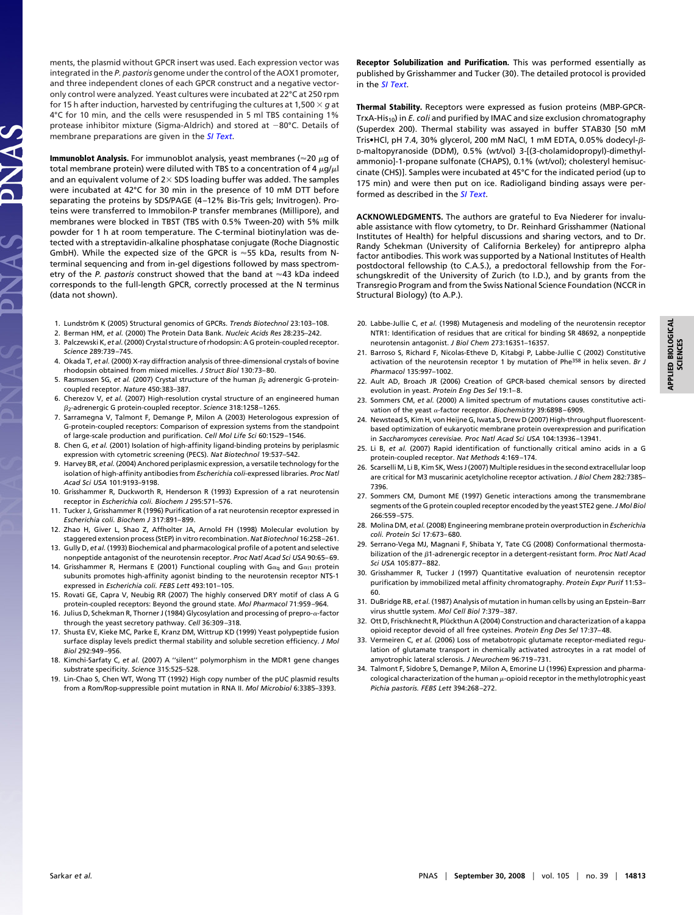ments, the plasmid without GPCR insert was used. Each expression vector was integrated in the *P. pastoris* genome under the control of the AOX1 promoter, and three independent clones of each GPCR construct and a negative vector-only control were analyzed. Yeast cultures were incubated at 22°C at 250 rpm for 15 h after induction, harvested by centrifuging the cultures at 1,500 × *g* at 4°C for 10 min, and the cells were resuspended in 5 ml TBS containing 1% protease inhibitor mixture (Sigma-Aldrich) and stored at −80°C. Details of membrane preparations are given in the *SI Text*.

**Immunoblot Analysis.** For immunoblot analysis, yeast membranes (≈20 μg of total membrane protein) were diluted with TBS to a concentration of 4 μg/μl and an equivalent volume of 2× SDS loading buffer was added. The samples were incubated at 42°C for 30 min in the presence of 10 mM DTT before separating the proteins by SDS/PAGE (4–12% Bis-Tris gels; Invitrogen). Proteins were transferred to Immobilon-P transfer membranes (Millipore), and membranes were blocked in TBST (TBS with 0.5% Tween-20) with 5% milk powder for 1 h at room temperature. The C-terminal biotinylation was detected with a streptavidin-alkaline phosphatase conjugate (Roche Diagnostic GmbH). While the expected size of the GPCR is ≈55 kDa, results from N-terminal sequencing and from in-gel digestions followed by mass spectrometry of the *P. pastoris* construct showed that the band at ≈43 kDa indeed corresponds to the full-length GPCR, correctly processed at the N terminus (data not shown).

**Receptor Solubilization and Purification.** This was performed essentially as published by Grisshammer and Tucker (30). The detailed protocol is provided in the *SI Text*.

**Thermal Stability.** Receptors were expressed as fusion proteins (MBP-GPCR-TrxA-$His_{10}$) in *E. coli* and purified by IMAC and size exclusion chromatography (Superdex 200). Thermal stability was assayed in buffer STAB30 [50 mM Tris•HCl, pH 7.4, 30% glycerol, 200 mM NaCl, 1 mM EDTA, 0.05% dodecyl-β-D-maltopyranoside (DDM), 0.5% (wt/vol) 3-[(3-cholamidopropyl)-dimethylammonio]-1-propane sulfonate (CHAPS), 0.1% (wt/vol); cholesteryl hemisuccinate (CHS)]. Samples were incubated at 45°C for the indicated period (up to 175 min) and were then put on ice. Radioligand binding assays were performed as described in the *SI Text*.

**ACKNOWLEDGMENTS.** The authors are grateful to Eva Niederer for invaluable assistance with flow cytometry, to Dr. Reinhard Grisshammer (National Institutes of Health) for helpful discussions and sharing vectors, and to Dr. Randy Schekman (University of California Berkeley) for antiprepro alpha factor antibodies. This work was supported by a National Institutes of Health postdoctoral fellowship (to C.A.S.), a predoctoral fellowship from the Forschungskredit of the University of Zurich (to I.D.), and by grants from the Transregio Program and from the Swiss National Science Foundation (NCCR in Structural Biology) (to A.P.).

1. Lundström K (2005) Structural genomics of GPCRs. *Trends Biotechnol* 23:103–108.
2. Berman HM, *et al.* (2000) The Protein Data Bank. *Nucleic Acids Res* 28:235–242.
3. Palczewski K, *et al.* (2000) Crystal structure of rhodopsin: A G protein-coupled receptor. *Science* 289:739–745.
4. Okada T, *et al.* (2000) X-ray diffraction analysis of three-dimensional crystals of bovine rhodopsin obtained from mixed micelles. *J Struct Biol* 130:73–80.
5. Rasmussen SG, *et al.* (2007) Crystal structure of the human $\beta_2$ adrenergic G-protein-coupled receptor. *Nature* 450:383–387.
6. Cherezov V, *et al.* (2007) High-resolution crystal structure of an engineered human $\beta_2$-adrenergic G protein-coupled receptor. *Science* 318:1258–1265.
7. Sarramegna V, Talmont F, Demange P, Milon A (2003) Heterologous expression of G-protein-coupled receptors: Comparison of expression systems from the standpoint of large-scale production and purification. *Cell Mol Life Sci* 60:1529–1546.
8. Chen G, *et al.* (2001) Isolation of high-affinity ligand-binding proteins by periplasmic expression with cytometric screening (PECS). *Nat Biotechnol* 19:537–542.
9. Harvey BR, *et al.* (2004) Anchored periplasmic expression, a versatile technology for the isolation of high-affinity antibodies from *Escherichia coli*-expressed libraries. *Proc Natl Acad Sci USA* 101:9193–9198.
10. Grisshammer R, Duckworth R, Henderson R (1993) Expression of a rat neurotensin receptor in *Escherichia coli*. *Biochem J* 295:571–576.
11. Tucker J, Grisshammer R (1996) Purification of a rat neurotensin receptor expressed in *Escherichia coli*. *Biochem J* 317:891–899.
12. Zhao H, Giver L, Shao Z, Affholter JA, Arnold FH (1998) Molecular evolution by staggered extension process (StEP) in vitro recombination. *Nat Biotechnol* 16:258–261.
13. Gully D, *et al.* (1993) Biochemical and pharmacological profile of a potent and selective nonpeptide antagonist of the neurotensin receptor. *Proc Natl Acad Sci USA* 90:65–69.
14. Grisshammer R, Hermans E (2001) Functional coupling with $G\alpha_q$ and $G\alpha_{i1}$ protein subunits promotes high-affinity agonist binding to the neurotensin receptor NTS-1 expressed in *Escherichia coli*. *FEBS Lett* 493:101–105.
15. Rovati GE, Capra V, Neubig RR (2007) The highly conserved DRY motif of class A G protein-coupled receptors: Beyond the ground state. *Mol Pharmacol* 71:959–964.
16. Julius D, Schekman R, Thorner J (1984) Glycosylation and processing of prepro-α-factor through the yeast secretory pathway. *Cell* 36:309–318.
17. Shusta EV, Kieke MC, Parke E, Kranz DM, Wittrup KD (1999) Yeast polypeptide fusion surface display levels predict thermal stability and soluble secretion efficiency. *J Mol Biol* 292:949–956.
18. Kimchi-Sarfaty C, *et al.* (2007) A ''silent'' polymorphism in the MDR1 gene changes substrate specificity. *Science* 315:525–528.
19. Lin-Chao S, Chen WT, Wong TT (1992) High copy number of the pUC plasmid results from a Rom/Rop-suppressible point mutation in RNA II. *Mol Microbiol* 6:3385–3393.
20. Labbe-Jullie C, *et al.* (1998) Mutagenesis and modeling of the neurotensin receptor NTR1: Identification of residues that are critical for binding SR 48692, a nonpeptide neurotensin antagonist. *J Biol Chem* 273:16351–16357.
21. Barroso S, Richard F, Nicolas-Etheve D, Kitabgi P, Labbe-Jullie C (2002) Constitutive activation of the neurotensin receptor 1 by mutation of $Phe^{358}$ in helix seven. *Br J Pharmacol* 135:997–1002.
22. Ault AD, Broach JR (2006) Creation of GPCR-based chemical sensors by directed evolution in yeast. *Protein Eng Des Sel* 19:1–8.
23. Sommers CM, *et al.* (2000) A limited spectrum of mutations causes constitutive activation of the yeast α-factor receptor. *Biochemistry* 39:6898–6909.
24. Newstead S, Kim H, von Heijne G, Iwata S, Drew D (2007) High-throughput fluorescent-based optimization of eukaryotic membrane protein overexpression and purification in *Saccharomyces cerevisiae*. *Proc Natl Acad Sci USA* 104:13936–13941.
25. Li B, *et al.* (2007) Rapid identification of functionally critical amino acids in a G protein-coupled receptor. *Nat Methods* 4:169–174.
26. Scarselli M, Li B, Kim SK, Wess J (2007) Multiple residues in the second extracellular loop are critical for M3 muscarinic acetylcholine receptor activation. *J Biol Chem* 282:7385–7396.
27. Sommers CM, Dumont ME (1997) Genetic interactions among the transmembrane segments of the G protein coupled receptor encoded by the yeast STE2 gene. *J Mol Biol* 266:559–575.
28. Molina DM, *et al.* (2008) Engineering membrane protein overproduction in *Escherichia coli*. *Protein Sci* 17:673–680.
29. Serrano-Vega MJ, Magnani F, Shibata Y, Tate CG (2008) Conformational thermostabilization of the β1-adrenergic receptor in a detergent-resistant form. *Proc Natl Acad Sci USA* 105:877–882.
30. Grisshammer R, Tucker J (1997) Quantitative evaluation of neurotensin receptor purification by immobilized metal affinity chromatography. *Protein Expr Purif* 11:53–60.
31. DuBridge RB, *et al.* (1987) Analysis of mutation in human cells by using an Epstein–Barr virus shuttle system. *Mol Cell Biol* 7:379–387.
32. Ott D, Frischknecht R, Plückthun A (2004) Construction and characterization of a kappa opioid receptor devoid of all free cysteines. *Protein Eng Des Sel* 17:37–48.
33. Vermeiren C, *et al.* (2006) Loss of metabotropic glutamate receptor-mediated regulation of glutamate transport in chemically activated astrocytes in a rat model of amyotrophic lateral sclerosis. *J Neurochem* 96:719–731.
34. Talmont F, Sidobre S, Demange P, Milon A, Emorine LJ (1996) Expression and pharmacological characterization of the human μ-opioid receptor in the methylotrophic yeast *Pichia pastoris*. *FEBS Lett* 394:268–272.